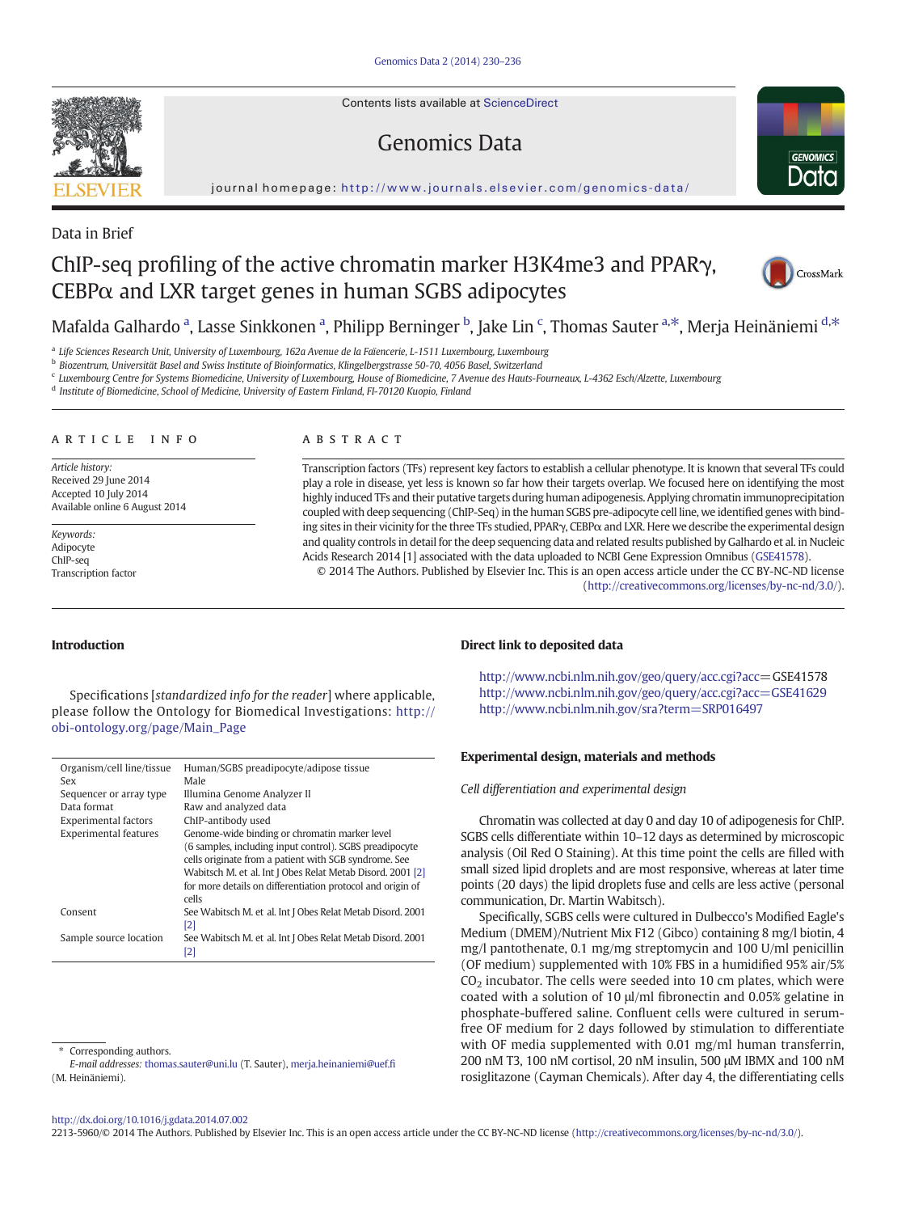Data in Brief

# ChIP-seq profiling of the active chromatin marker H3K4me3 and PPARγ, CEBPα and LXR target genes in human SGBS adipocytes

Mafalda Galhardo [a], Lasse Sinkkonen [a], Philipp Berninger [b], Jake Lin [c], Thomas Sauter [a,*], Merja Heinäniemi [d,*]

[a] Life Sciences Research Unit, University of Luxembourg, 162a Avenue de la Faïencerie, L-1511 Luxembourg, Luxembourg
[b] Biozentrum, Universität Basel and Swiss Institute of Bioinformatics, Klingelbergstrasse 50-70, 4056 Basel, Switzerland
[c] Luxembourg Centre for Systems Biomedicine, University of Luxembourg, House of Biomedicine, 7 Avenue des Hauts-Fourneaux, L-4362 Esch/Alzette, Luxembourg
[d] Institute of Biomedicine, School of Medicine, University of Eastern Finland, FI-70120 Kuopio, Finland

## ARTICLE INFO

*Article history:*
Received 29 June 2014
Accepted 10 July 2014
Available online 6 August 2014

*Keywords:*
Adipocyte
ChIP-seq
Transcription factor

## ABSTRACT

Transcription factors (TFs) represent key factors to establish a cellular phenotype. It is known that several TFs could play a role in disease, yet less is known so far how their targets overlap. We focused here on identifying the most highly induced TFs and their putative targets during human adipogenesis. Applying chromatin immunoprecipitation coupled with deep sequencing (ChIP-Seq) in the human SGBS pre-adipocyte cell line, we identified genes with binding sites in their vicinity for the three TFs studied, PPARγ, CEBPα and LXR. Here we describe the experimental design and quality controls in detail for the deep sequencing data and related results published by Galhardo et al. in Nucleic Acids Research 2014 [1] associated with the data uploaded to NCBI Gene Expression Omnibus (GSE41578).

© 2014 The Authors. Published by Elsevier Inc. This is an open access article under the CC BY-NC-ND license (http://creativecommons.org/licenses/by-nc-nd/3.0/).

## Introduction

Specifications [*standardized info for the reader*] where applicable, please follow the Ontology for Biomedical Investigations: http://obi-ontology.org/page/Main_Page

| | |
|---|---|
| Organism/cell line/tissue | Human/SGBS preadipocyte/adipose tissue |
| Sex | Male |
| Sequencer or array type | Illumina Genome Analyzer II |
| Data format | Raw and analyzed data |
| Experimental factors | ChIP-antibody used |
| Experimental features | Genome-wide binding or chromatin marker level (6 samples, including input control). SGBS preadipocyte cells originate from a patient with SGB syndrome. See Wabitsch M. et al. Int J Obes Relat Metab Disord. 2001 [2] for more details on differentiation protocol and origin of cells |
| Consent | See Wabitsch M. et al. Int J Obes Relat Metab Disord. 2001 [2] |
| Sample source location | See Wabitsch M. et al. Int J Obes Relat Metab Disord. 2001 [2] |

## Direct link to deposited data

http://www.ncbi.nlm.nih.gov/geo/query/acc.cgi?acc=GSE41578
http://www.ncbi.nlm.nih.gov/geo/query/acc.cgi?acc=GSE41629
http://www.ncbi.nlm.nih.gov/sra?term=SRP016497

## Experimental design, materials and methods

### *Cell differentiation and experimental design*

Chromatin was collected at day 0 and day 10 of adipogenesis for ChIP. SGBS cells differentiate within 10–12 days as determined by microscopic analysis (Oil Red O Staining). At this time point the cells are filled with small sized lipid droplets and are most responsive, whereas at later time points (20 days) the lipid droplets fuse and cells are less active (personal communication, Dr. Martin Wabitsch).

Specifically, SGBS cells were cultured in Dulbecco's Modified Eagle's Medium (DMEM)/Nutrient Mix F12 (Gibco) containing 8 mg/l biotin, 4 mg/l pantothenate, 0.1 mg/mg streptomycin and 100 U/ml penicillin (OF medium) supplemented with 10% FBS in a humidified 95% air/5% $CO_2$ incubator. The cells were seeded into 10 cm plates, which were coated with a solution of 10 μl/ml fibronectin and 0.05% gelatine in phosphate-buffered saline. Confluent cells were cultured in serum-free OF medium for 2 days followed by stimulation to differentiate with OF media supplemented with 0.01 mg/ml human transferrin, 200 nM T3, 100 nM cortisol, 20 nM insulin, 500 μM IBMX and 100 nM rosiglitazone (Cayman Chemicals). After day 4, the differentiating cells

\* Corresponding authors.
*E-mail addresses:* thomas.sauter@uni.lu (T. Sauter), merja.heinaniemi@uef.fi (M. Heinäniemi).

http://dx.doi.org/10.1016/j.gdata.2014.07.002
2213-5960/© 2014 The Authors. Published by Elsevier Inc. This is an open access article under the CC BY-NC-ND license (http://creativecommons.org/licenses/by-nc-nd/3.0/).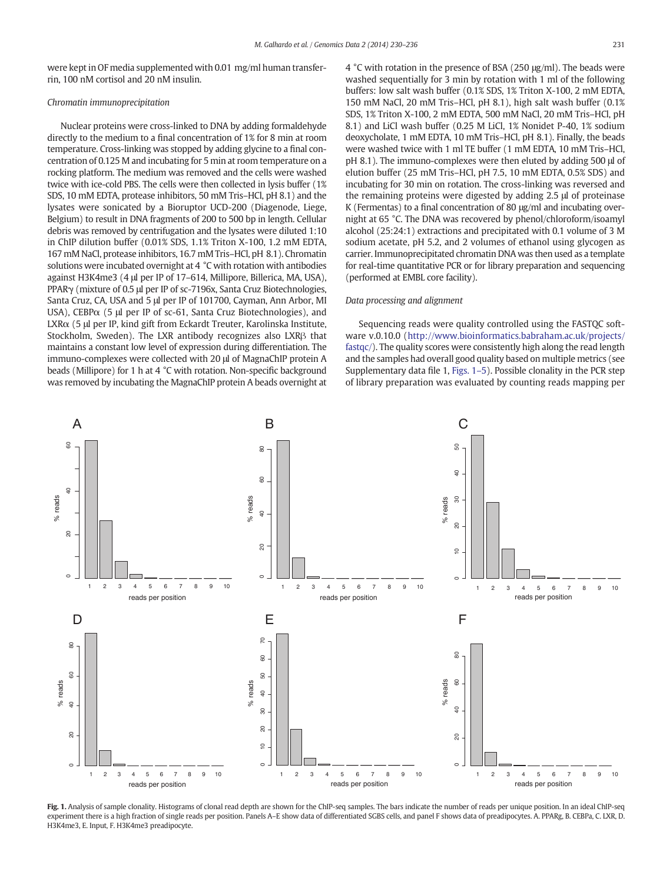were kept in OF media supplemented with 0.01 mg/ml human transferrin, 100 nM cortisol and 20 nM insulin.

### Chromatin immunoprecipitation

Nuclear proteins were cross-linked to DNA by adding formaldehyde directly to the medium to a final concentration of 1% for 8 min at room temperature. Cross-linking was stopped by adding glycine to a final concentration of 0.125 M and incubating for 5 min at room temperature on a rocking platform. The medium was removed and the cells were washed twice with ice-cold PBS. The cells were then collected in lysis buffer (1% SDS, 10 mM EDTA, protease inhibitors, 50 mM Tris–HCl, pH 8.1) and the lysates were sonicated by a Bioruptor UCD-200 (Diagenode, Liege, Belgium) to result in DNA fragments of 200 to 500 bp in length. Cellular debris was removed by centrifugation and the lysates were diluted 1:10 in ChIP dilution buffer (0.01% SDS, 1.1% Triton X-100, 1.2 mM EDTA, 167 mM NaCl, protease inhibitors, 16.7 mM Tris–HCl, pH 8.1). Chromatin solutions were incubated overnight at 4 °C with rotation with antibodies against H3K4me3 (4 μl per IP of 17–614, Millipore, Billerica, MA, USA), PPARγ (mixture of 0.5 μl per IP of sc-7196x, Santa Cruz Biotechnologies, Santa Cruz, CA, USA and 5 μl per IP of 101700, Cayman, Ann Arbor, MI USA), CEBPα (5 μl per IP of sc-61, Santa Cruz Biotechnologies), and LXRα (5 μl per IP, kind gift from Eckardt Treuter, Karolinska Institute, Stockholm, Sweden). The LXR antibody recognizes also LXRβ that maintains a constant low level of expression during differentiation. The immuno-complexes were collected with 20 μl of MagnaChIP protein A beads (Millipore) for 1 h at 4 °C with rotation. Non-specific background was removed by incubating the MagnaChIP protein A beads overnight at 4 °C with rotation in the presence of BSA (250 μg/ml). The beads were washed sequentially for 3 min by rotation with 1 ml of the following buffers: low salt wash buffer (0.1% SDS, 1% Triton X-100, 2 mM EDTA, 150 mM NaCl, 20 mM Tris–HCl, pH 8.1), high salt wash buffer (0.1% SDS, 1% Triton X-100, 2 mM EDTA, 500 mM NaCl, 20 mM Tris–HCl, pH 8.1) and LiCl wash buffer (0.25 M LiCl, 1% Nonidet P-40, 1% sodium deoxycholate, 1 mM EDTA, 10 mM Tris–HCl, pH 8.1). Finally, the beads were washed twice with 1 ml TE buffer (1 mM EDTA, 10 mM Tris–HCl, pH 8.1). The immuno-complexes were then eluted by adding 500 μl of elution buffer (25 mM Tris–HCl, pH 7.5, 10 mM EDTA, 0.5% SDS) and incubating for 30 min on rotation. The cross-linking was reversed and the remaining proteins were digested by adding 2.5 μl of proteinase K (Fermentas) to a final concentration of 80 μg/ml and incubating overnight at 65 °C. The DNA was recovered by phenol/chloroform/isoamyl alcohol (25:24:1) extractions and precipitated with 0.1 volume of 3 M sodium acetate, pH 5.2, and 2 volumes of ethanol using glycogen as carrier. Immunoprecipitated chromatin DNA was then used as a template for real-time quantitative PCR or for library preparation and sequencing (performed at EMBL core facility).

### Data processing and alignment

Sequencing reads were quality controlled using the FASTQC software v.0.10.0 (http://www.bioinformatics.babraham.ac.uk/projects/fastqc/). The quality scores were consistently high along the read length and the samples had overall good quality based on multiple metrics (see Supplementary data file 1, Figs. 1–5). Possible clonality in the PCR step of library preparation was evaluated by counting reads mapping per

**Fig. 1.** Analysis of sample clonality. Histograms of clonal read depth are shown for the ChIP-seq samples. The bars indicate the number of reads per unique position. In an ideal ChIP-seq experiment there is a high fraction of single reads per position. Panels A–E show data of differentiated SGBS cells, and panel F shows data of preadipocytes. A. PPARg, B. CEBPa, C. LXR, D. H3K4me3, E. Input, F. H3K4me3 preadipocyte.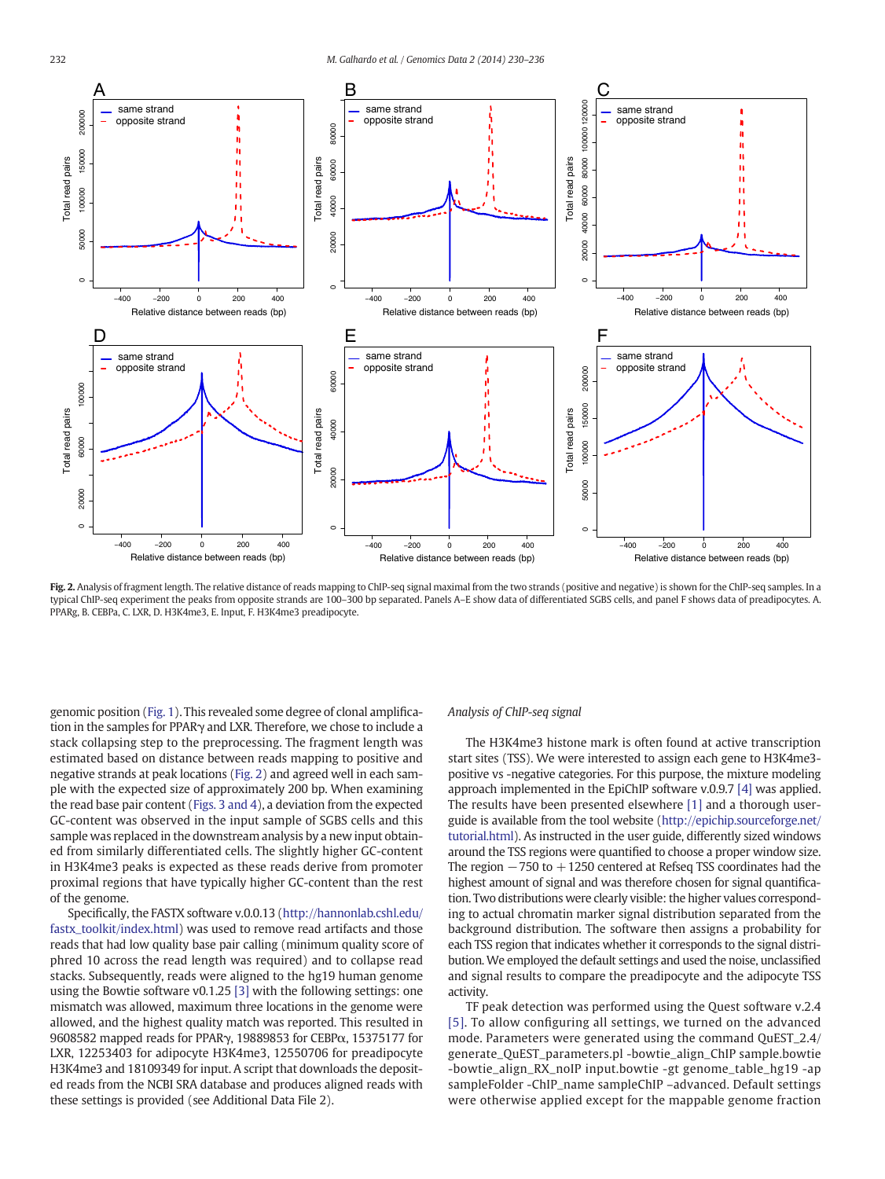Fig. 2. Analysis of fragment length. The relative distance of reads mapping to ChIP-seq signal maximal from the two strands (positive and negative) is shown for the ChIP-seq samples. In a typical ChIP-seq experiment the peaks from opposite strands are 100–300 bp separated. Panels A–E show data of differentiated SGBS cells, and panel F shows data of preadipocytes. A. PPARg, B. CEBPa, C. LXR, D. H3K4me3, E. Input, F. H3K4me3 preadipocyte.

genomic position (Fig. 1). This revealed some degree of clonal amplification in the samples for PPARγ and LXR. Therefore, we chose to include a stack collapsing step to the preprocessing. The fragment length was estimated based on distance between reads mapping to positive and negative strands at peak locations (Fig. 2) and agreed well in each sample with the expected size of approximately 200 bp. When examining the read base pair content (Figs. 3 and 4), a deviation from the expected GC-content was observed in the input sample of SGBS cells and this sample was replaced in the downstream analysis by a new input obtained from similarly differentiated cells. The slightly higher GC-content in H3K4me3 peaks is expected as these reads derive from promoter proximal regions that have typically higher GC-content than the rest of the genome.

Specifically, the FASTX software v.0.0.13 (http://hannonlab.cshl.edu/fastx_toolkit/index.html) was used to remove read artifacts and those reads that had low quality base pair calling (minimum quality score of phred 10 across the read length was required) and to collapse read stacks. Subsequently, reads were aligned to the hg19 human genome using the Bowtie software v0.1.25 [3] with the following settings: one mismatch was allowed, maximum three locations in the genome were allowed, and the highest quality match was reported. This resulted in 9608582 mapped reads for PPARγ, 19889853 for CEBPα, 15375177 for LXR, 12253403 for adipocyte H3K4me3, 12550706 for preadipocyte H3K4me3 and 18109349 for input. A script that downloads the deposited reads from the NCBI SRA database and produces aligned reads with these settings is provided (see Additional Data File 2).

*Analysis of ChIP-seq signal*

The H3K4me3 histone mark is often found at active transcription start sites (TSS). We were interested to assign each gene to H3K4me3-positive vs -negative categories. For this purpose, the mixture modeling approach implemented in the EpiChIP software v.0.9.7 [4] was applied. The results have been presented elsewhere [1] and a thorough user-guide is available from the tool website (http://epichip.sourceforge.net/tutorial.html). As instructed in the user guide, differently sized windows around the TSS regions were quantified to choose a proper window size. The region −750 to +1250 centered at Refseq TSS coordinates had the highest amount of signal and was therefore chosen for signal quantification. Two distributions were clearly visible: the higher values corresponding to actual chromatin marker signal distribution separated from the background distribution. The software then assigns a probability for each TSS region that indicates whether it corresponds to the signal distribution. We employed the default settings and used the noise, unclassified and signal results to compare the preadipocyte and the adipocyte TSS activity.

TF peak detection was performed using the Quest software v.2.4 [5]. To allow configuring all settings, we turned on the advanced mode. Parameters were generated using the command QuEST_2.4/generate_QuEST_parameters.pl -bowtie_align_ChIP sample.bowtie -bowtie_align_RX_noIP input.bowtie -gt genome_table_hg19 -ap sampleFolder -ChIP_name sampleChIP –advanced. Default settings were otherwise applied except for the mappable genome fraction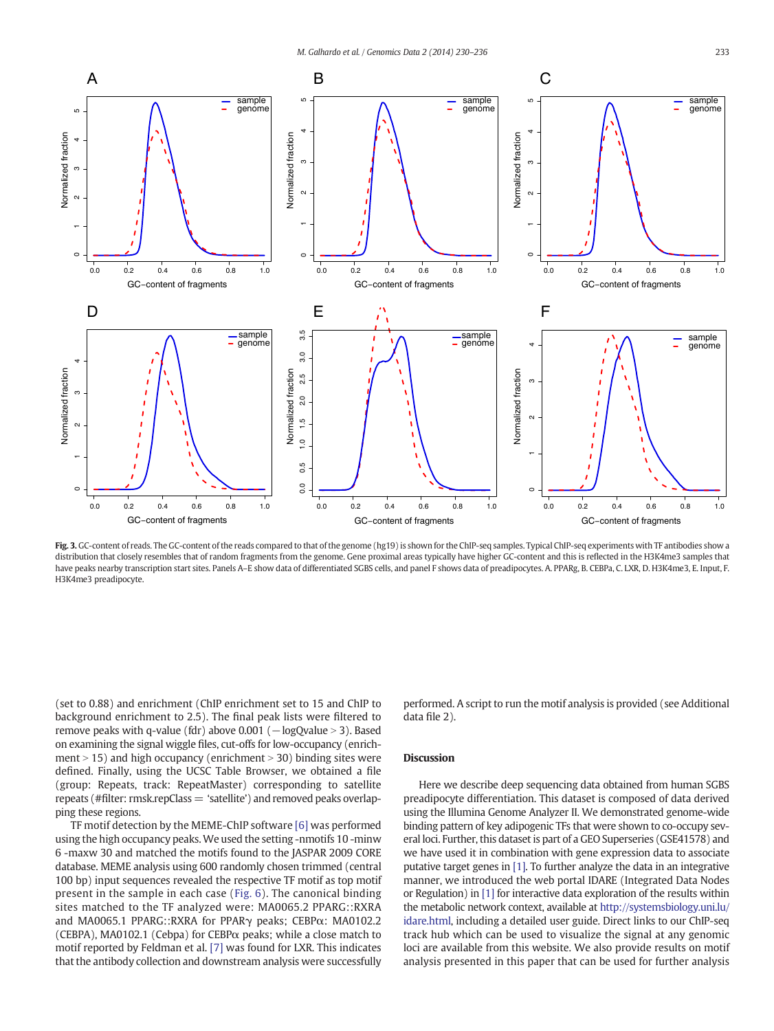**Fig. 3.** GC-content of reads. The GC-content of the reads compared to that of the genome (hg19) is shown for the ChIP-seq samples. Typical ChIP-seq experiments with TF antibodies show a distribution that closely resembles that of random fragments from the genome. Gene proximal areas typically have higher GC-content and this is reflected in the H3K4me3 samples that have peaks nearby transcription start sites. Panels A–E show data of differentiated SGBS cells, and panel F shows data of preadipocytes. A. PPARg, B. CEBPa, C. LXR, D. H3K4me3, E. Input, F. H3K4me3 preadipocyte.

(set to 0.88) and enrichment (ChIP enrichment set to 15 and ChIP to background enrichment to 2.5). The final peak lists were filtered to remove peaks with q-value (fdr) above 0.001 (−logQvalue > 3). Based on examining the signal wiggle files, cut-offs for low-occupancy (enrichment > 15) and high occupancy (enrichment > 30) binding sites were defined. Finally, using the UCSC Table Browser, we obtained a file (group: Repeats, track: RepeatMaster) corresponding to satellite repeats (#filter: rmsk.repClass = 'satellite') and removed peaks overlapping these regions.

TF motif detection by the MEME-ChIP software [6] was performed using the high occupancy peaks. We used the setting -nmotifs 10 -minw 6 -maxw 30 and matched the motifs found to the JASPAR 2009 CORE database. MEME analysis using 600 randomly chosen trimmed (central 100 bp) input sequences revealed the respective TF motif as top motif present in the sample in each case (Fig. 6). The canonical binding sites matched to the TF analyzed were: MA0065.2 PPARG::RXRA and MA0065.1 PPARG::RXRA for PPARγ peaks; CEBPα: MA0102.2 (CEBPA), MA0102.1 (Cebpa) for CEBPα peaks; while a close match to motif reported by Feldman et al. [7] was found for LXR. This indicates that the antibody collection and downstream analysis were successfully performed. A script to run the motif analysis is provided (see Additional data file 2).

## Discussion

Here we describe deep sequencing data obtained from human SGBS preadipocyte differentiation. This dataset is composed of data derived using the Illumina Genome Analyzer II. We demonstrated genome-wide binding pattern of key adipogenic TFs that were shown to co-occupy several loci. Further, this dataset is part of a GEO Superseries (GSE41578) and we have used it in combination with gene expression data to associate putative target genes in [1]. To further analyze the data in an integrative manner, we introduced the web portal IDARE (Integrated Data Nodes or Regulation) in [1] for interactive data exploration of the results within the metabolic network context, available at http://systemsbiology.uni.lu/idare.html, including a detailed user guide. Direct links to our ChIP-seq track hub which can be used to visualize the signal at any genomic loci are available from this website. We also provide results on motif analysis presented in this paper that can be used for further analysis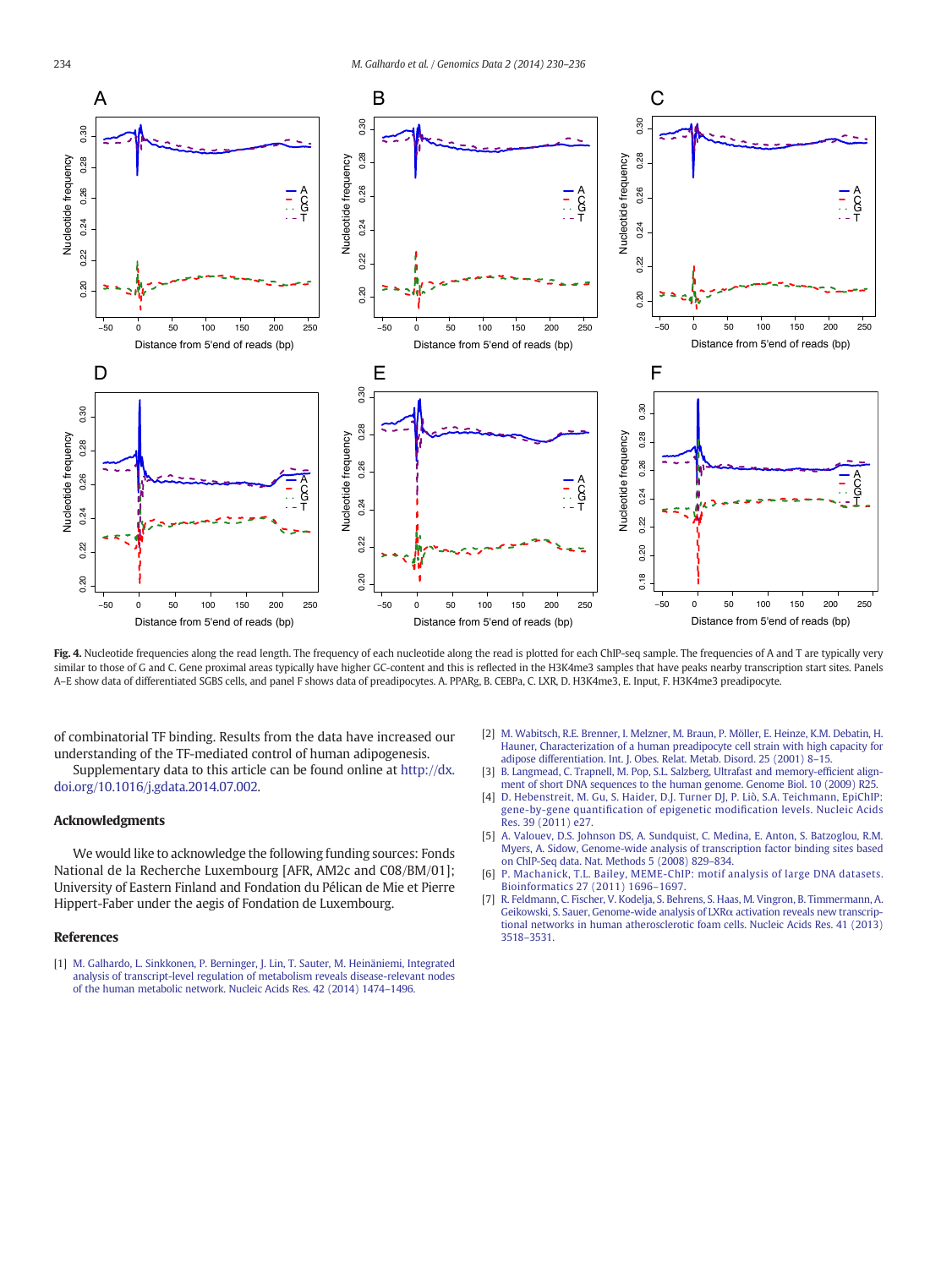**Fig. 4.** Nucleotide frequencies along the read length. The frequency of each nucleotide along the read is plotted for each ChIP-seq sample. The frequencies of A and T are typically very similar to those of G and C. Gene proximal areas typically have higher GC-content and this is reflected in the H3K4me3 samples that have peaks nearby transcription start sites. Panels A–E show data of differentiated SGBS cells, and panel F shows data of preadipocytes. A. PPARg, B. CEBPa, C. LXR, D. H3K4me3, E. Input, F. H3K4me3 preadipocyte.

of combinatorial TF binding. Results from the data have increased our understanding of the TF-mediated control of human adipogenesis.

Supplementary data to this article can be found online at http://dx.doi.org/10.1016/j.gdata.2014.07.002.

## Acknowledgments

We would like to acknowledge the following funding sources: Fonds National de la Recherche Luxembourg [AFR, AM2c and C08/BM/01]; University of Eastern Finland and Fondation du Pélican de Mie et Pierre Hippert-Faber under the aegis of Fondation de Luxembourg.

## References

[1] M. Galhardo, L. Sinkkonen, P. Berninger, J. Lin, T. Sauter, M. Heinäniemi, Integrated analysis of transcript-level regulation of metabolism reveals disease-relevant nodes of the human metabolic network. Nucleic Acids Res. 42 (2014) 1474–1496.

[2] M. Wabitsch, R.E. Brenner, I. Melzner, M. Braun, P. Möller, E. Heinze, K.M. Debatin, H. Hauner, Characterization of a human preadipocyte cell strain with high capacity for adipose differentiation. Int. J. Obes. Relat. Metab. Disord. 25 (2001) 8–15.

[3] B. Langmead, C. Trapnell, M. Pop, S.L. Salzberg, Ultrafast and memory-efficient alignment of short DNA sequences to the human genome. Genome Biol. 10 (2009) R25.

[4] D. Hebenstreit, M. Gu, S. Haider, D.J. Turner DJ, P. Liò, S.A. Teichmann, EpiChIP: gene-by-gene quantification of epigenetic modification levels. Nucleic Acids Res. 39 (2011) e27.

[5] A. Valouev, D.S. Johnson DS, A. Sundquist, C. Medina, E. Anton, S. Batzoglou, R.M. Myers, A. Sidow, Genome-wide analysis of transcription factor binding sites based on ChIP-Seq data. Nat. Methods 5 (2008) 829–834.

[6] P. Machanick, T.L. Bailey, MEME-ChIP: motif analysis of large DNA datasets. Bioinformatics 27 (2011) 1696–1697.

[7] R. Feldmann, C. Fischer, V. Kodelja, S. Behrens, S. Haas, M. Vingron, B. Timmermann, A. Geikowski, S. Sauer, Genome-wide analysis of LXRα activation reveals new transcriptional networks in human atherosclerotic foam cells. Nucleic Acids Res. 41 (2013) 3518–3531.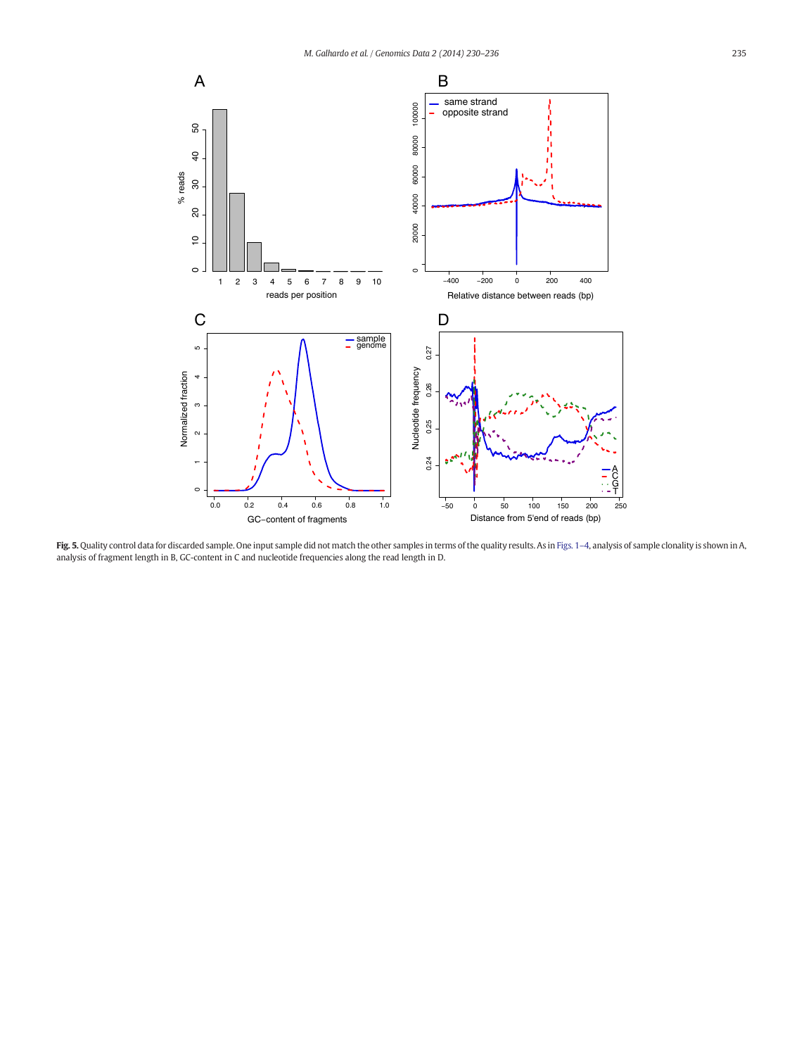**Fig. 5.** Quality control data for discarded sample. One input sample did not match the other samples in terms of the quality results. As in Figs. 1–4, analysis of sample clonality is shown in A, analysis of fragment length in B, GC-content in C and nucleotide frequencies along the read length in D.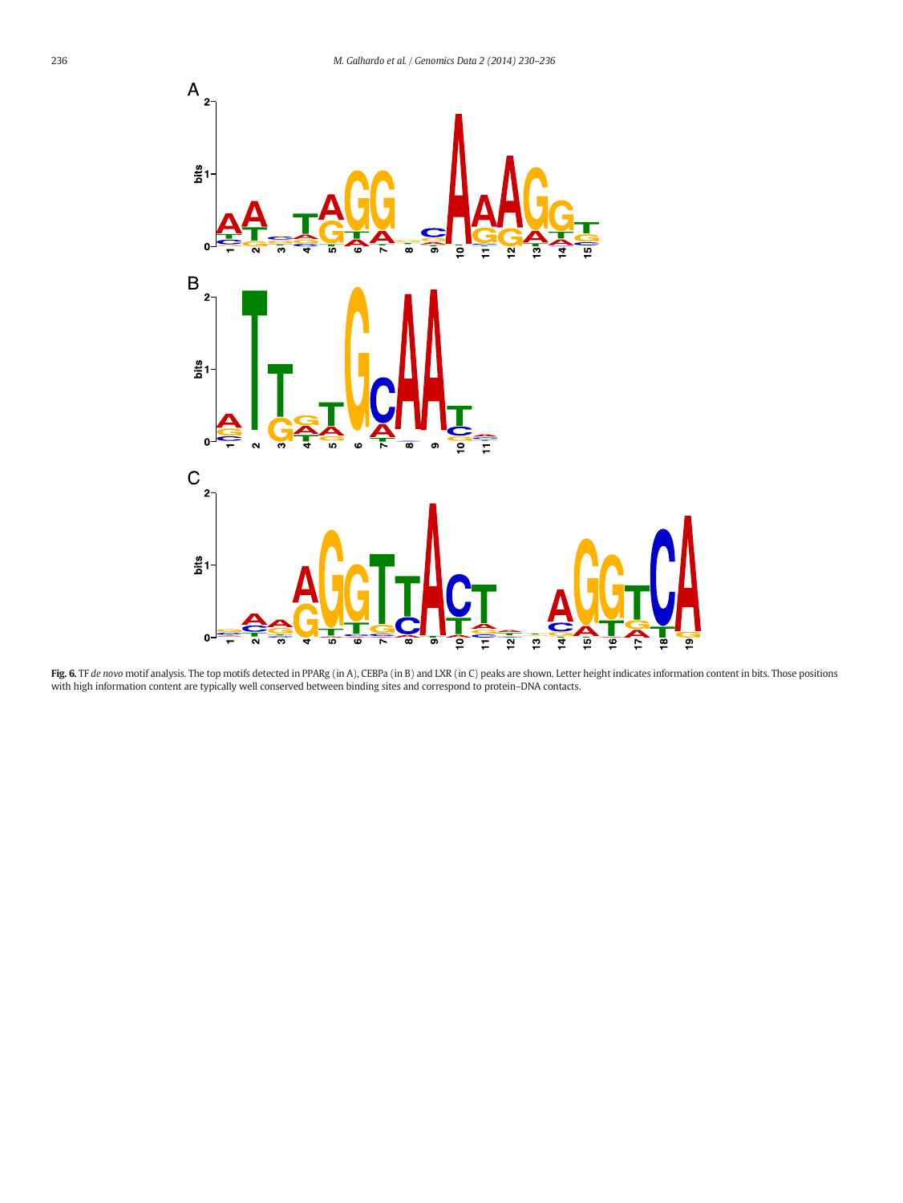A

2

bits 1

0

1 2 3 4 5 6 7 8 9 10 11 12 13 14 15

B

2

bits 1

0

1 2 3 4 5 6 7 8 9 10 11

C

2

bits 1

0

1 2 3 4 5 6 7 8 9 10 11 12 13 14 15 16 17 18 19

**Fig. 6.** TF *de novo* motif analysis. The top motifs detected in PPARg (in A), CEBPa (in B) and LXR (in C) peaks are shown. Letter height indicates information content in bits. Those positions with high information content are typically well conserved between binding sites and correspond to protein–DNA contacts.